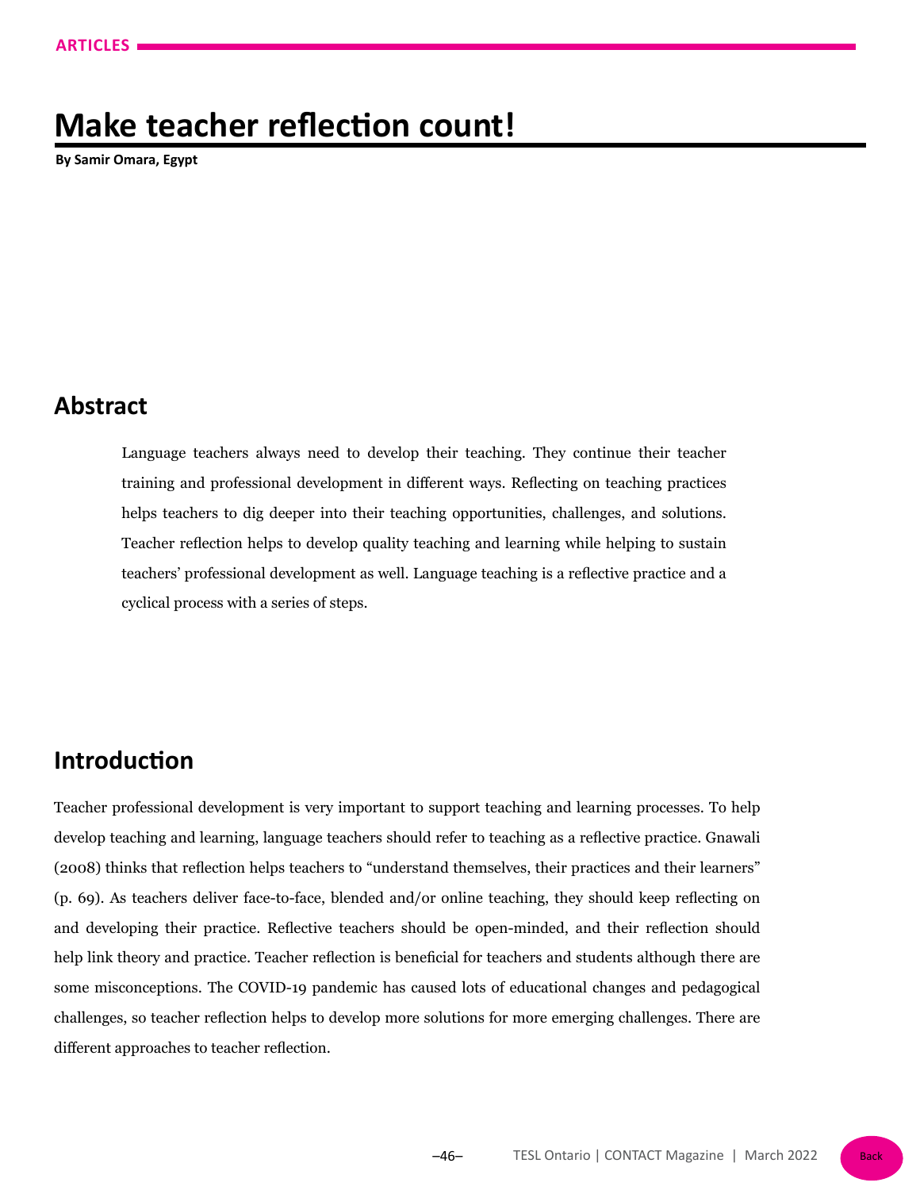# Make teacher reflection count!

**By Samir Omara, Egypt**

## Abstract

Language teachers always need to develop their teaching. They continue their teacher training and professional development in different ways. Reflecting on teaching practices helps teachers to dig deeper into their teaching opportunities, challenges, and solutions. Teacher reflection helps to develop quality teaching and learning while helping to sustain teachers' professional development as well. Language teaching is a reflective practice and a cyclical process with a series of steps.

## Introduction

Teacher professional development is very important to support teaching and learning processes. To help develop teaching and learning, language teachers should refer to teaching as a reflective practice. Gnawali (2008) thinks that reflection helps teachers to "understand themselves, their practices and their learners" (p. 69). As teachers deliver face-to-face, blended and/or online teaching, they should keep reflecting on and developing their practice. Reflective teachers should be open-minded, and their reflection should help link theory and practice. Teacher reflection is beneficial for teachers and students although there are some misconceptions. The COVID-19 pandemic has caused lots of educational changes and pedagogical challenges, so teacher reflection helps to develop more solutions for more emerging challenges. There are different approaches to teacher reflection.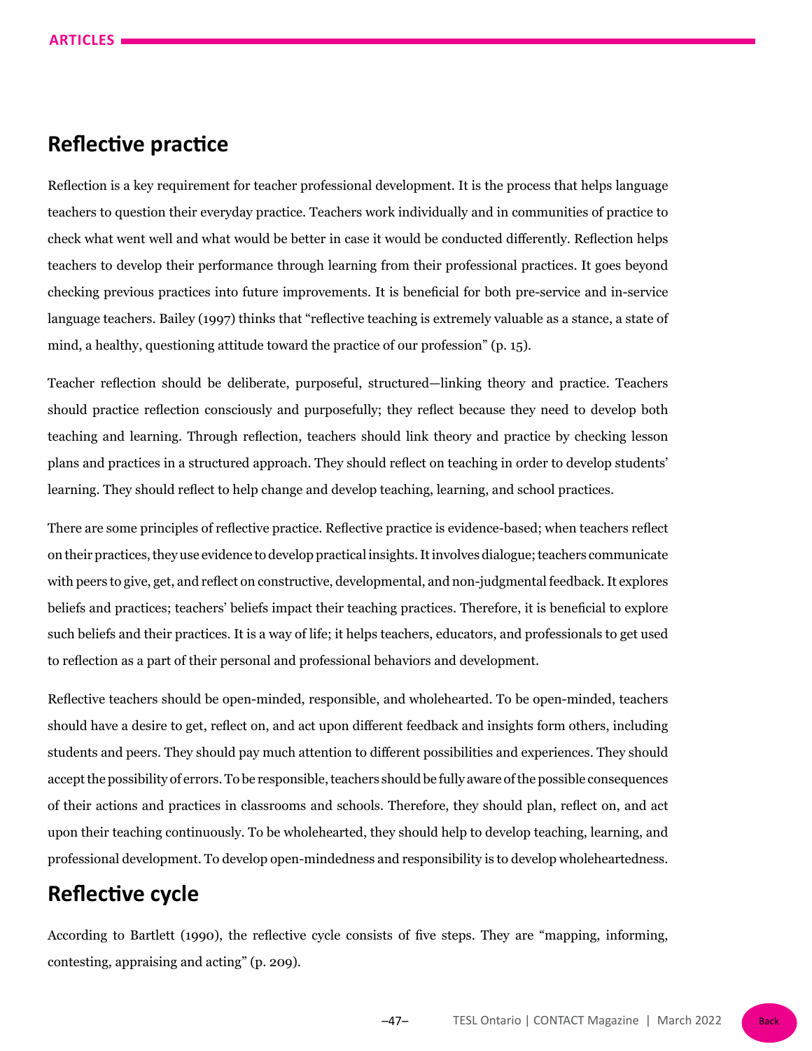## Reflective practice

Reflection is a key requirement for teacher professional development. It is the process that helps language teachers to question their everyday practice. Teachers work individually and in communities of practice to check what went well and what would be better in case it would be conducted differently. Reflection helps teachers to develop their performance through learning from their professional practices. It goes beyond checking previous practices into future improvements. It is beneficial for both pre-service and in-service language teachers. Bailey (1997) thinks that "reflective teaching is extremely valuable as a stance, a state of mind, a healthy, questioning attitude toward the practice of our profession" (p. 15).

Teacher reflection should be deliberate, purposeful, structured—linking theory and practice. Teachers should practice reflection consciously and purposefully; they reflect because they need to develop both teaching and learning. Through reflection, teachers should link theory and practice by checking lesson plans and practices in a structured approach. They should reflect on teaching in order to develop students' learning. They should reflect to help change and develop teaching, learning, and school practices.

There are some principles of reflective practice. Reflective practice is evidence-based; when teachers reflect on their practices, they use evidence to develop practical insights. It involves dialogue; teachers communicate with peers to give, get, and reflect on constructive, developmental, and non-judgmental feedback. It explores beliefs and practices; teachers' beliefs impact their teaching practices. Therefore, it is beneficial to explore such beliefs and their practices. It is a way of life; it helps teachers, educators, and professionals to get used to reflection as a part of their personal and professional behaviors and development.

Reflective teachers should be open-minded, responsible, and wholehearted. To be open-minded, teachers should have a desire to get, reflect on, and act upon different feedback and insights form others, including students and peers. They should pay much attention to different possibilities and experiences. They should accept the possibility of errors. To be responsible, teachers should be fully aware of the possible consequences of their actions and practices in classrooms and schools. Therefore, they should plan, reflect on, and act upon their teaching continuously. To be wholehearted, they should help to develop teaching, learning, and professional development. To develop open-mindedness and responsibility is to develop wholeheartedness.

## Reflective cycle

According to Bartlett (1990), the reflective cycle consists of five steps. They are "mapping, informing, contesting, appraising and acting" (p. 209).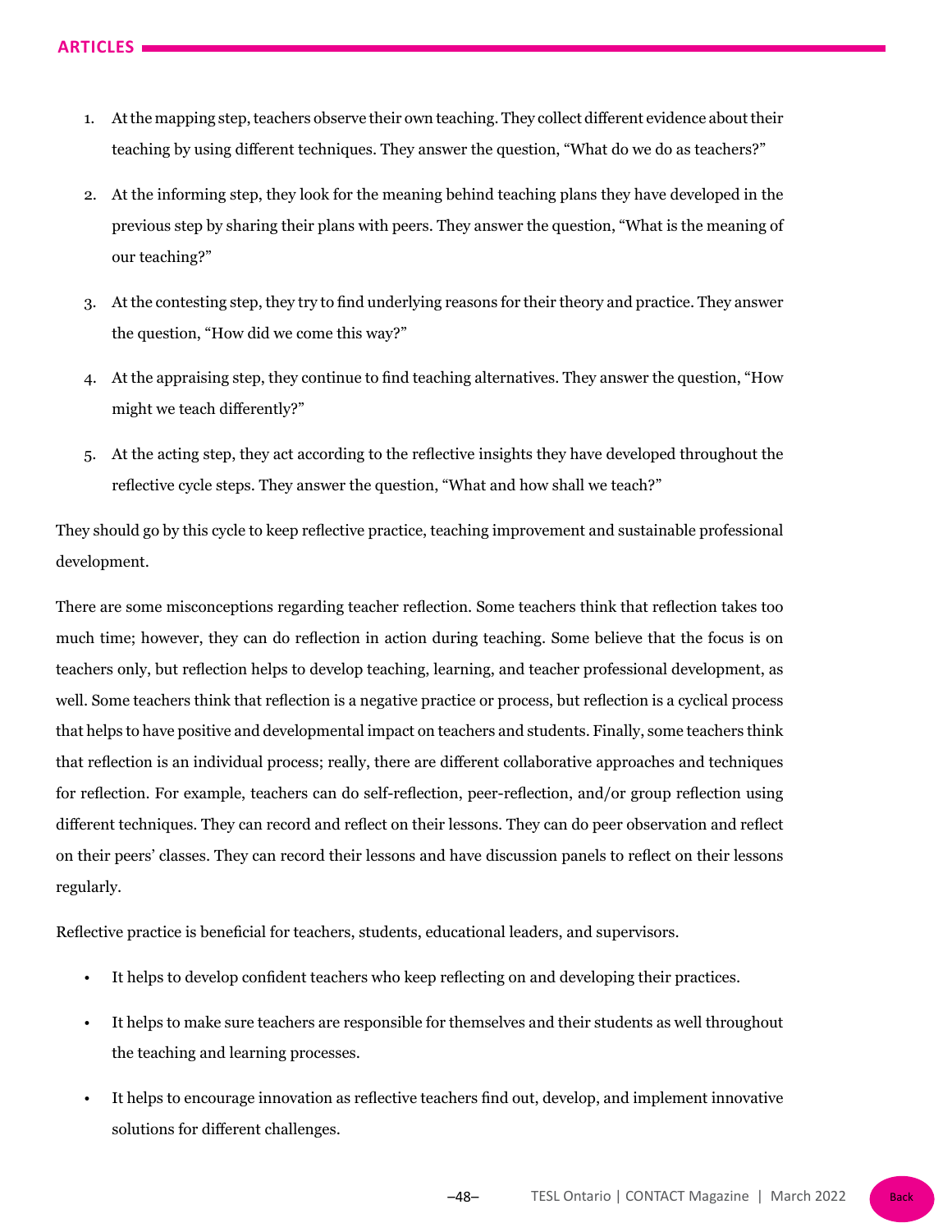1. At the mapping step, teachers observe their own teaching. They collect different evidence about their teaching by using different techniques. They answer the question, "What do we do as teachers?"
2. At the informing step, they look for the meaning behind teaching plans they have developed in the previous step by sharing their plans with peers. They answer the question, "What is the meaning of our teaching?"
3. At the contesting step, they try to find underlying reasons for their theory and practice. They answer the question, "How did we come this way?"
4. At the appraising step, they continue to find teaching alternatives. They answer the question, "How might we teach differently?"
5. At the acting step, they act according to the reflective insights they have developed throughout the reflective cycle steps. They answer the question, "What and how shall we teach?"

They should go by this cycle to keep reflective practice, teaching improvement and sustainable professional development.

There are some misconceptions regarding teacher reflection. Some teachers think that reflection takes too much time; however, they can do reflection in action during teaching. Some believe that the focus is on teachers only, but reflection helps to develop teaching, learning, and teacher professional development, as well. Some teachers think that reflection is a negative practice or process, but reflection is a cyclical process that helps to have positive and developmental impact on teachers and students. Finally, some teachers think that reflection is an individual process; really, there are different collaborative approaches and techniques for reflection. For example, teachers can do self-reflection, peer-reflection, and/or group reflection using different techniques. They can record and reflect on their lessons. They can do peer observation and reflect on their peers' classes. They can record their lessons and have discussion panels to reflect on their lessons regularly.

Reflective practice is beneficial for teachers, students, educational leaders, and supervisors.

- It helps to develop confident teachers who keep reflecting on and developing their practices.
- It helps to make sure teachers are responsible for themselves and their students as well throughout the teaching and learning processes.
- It helps to encourage innovation as reflective teachers find out, develop, and implement innovative solutions for different challenges.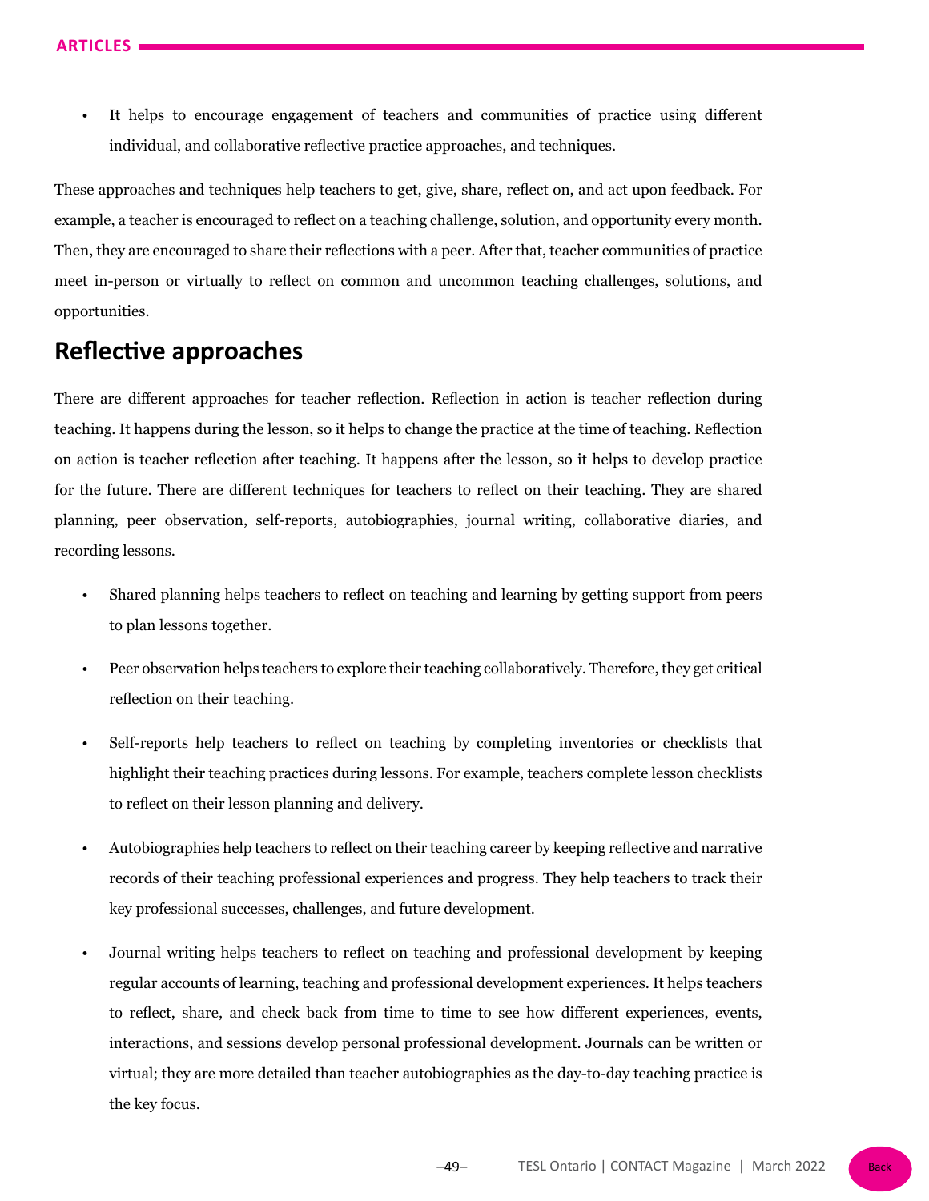- It helps to encourage engagement of teachers and communities of practice using different individual, and collaborative reflective practice approaches, and techniques.

These approaches and techniques help teachers to get, give, share, reflect on, and act upon feedback. For example, a teacher is encouraged to reflect on a teaching challenge, solution, and opportunity every month. Then, they are encouraged to share their reflections with a peer. After that, teacher communities of practice meet in-person or virtually to reflect on common and uncommon teaching challenges, solutions, and opportunities.

## Reflective approaches

There are different approaches for teacher reflection. Reflection in action is teacher reflection during teaching. It happens during the lesson, so it helps to change the practice at the time of teaching. Reflection on action is teacher reflection after teaching. It happens after the lesson, so it helps to develop practice for the future. There are different techniques for teachers to reflect on their teaching. They are shared planning, peer observation, self-reports, autobiographies, journal writing, collaborative diaries, and recording lessons.

- Shared planning helps teachers to reflect on teaching and learning by getting support from peers to plan lessons together.
- Peer observation helps teachers to explore their teaching collaboratively. Therefore, they get critical reflection on their teaching.
- Self-reports help teachers to reflect on teaching by completing inventories or checklists that highlight their teaching practices during lessons. For example, teachers complete lesson checklists to reflect on their lesson planning and delivery.
- Autobiographies help teachers to reflect on their teaching career by keeping reflective and narrative records of their teaching professional experiences and progress. They help teachers to track their key professional successes, challenges, and future development.
- Journal writing helps teachers to reflect on teaching and professional development by keeping regular accounts of learning, teaching and professional development experiences. It helps teachers to reflect, share, and check back from time to time to see how different experiences, events, interactions, and sessions develop personal professional development. Journals can be written or virtual; they are more detailed than teacher autobiographies as the day-to-day teaching practice is the key focus.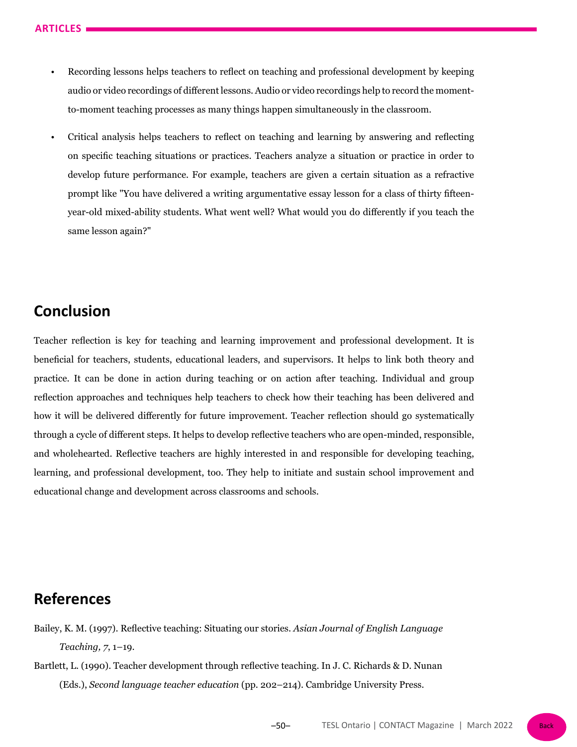- Recording lessons helps teachers to reflect on teaching and professional development by keeping audio or video recordings of different lessons. Audio or video recordings help to record the moment-to-moment teaching processes as many things happen simultaneously in the classroom.
- Critical analysis helps teachers to reflect on teaching and learning by answering and reflecting on specific teaching situations or practices. Teachers analyze a situation or practice in order to develop future performance. For example, teachers are given a certain situation as a refractive prompt like "You have delivered a writing argumentative essay lesson for a class of thirty fifteen-year-old mixed-ability students. What went well? What would you do differently if you teach the same lesson again?"

## Conclusion

Teacher reflection is key for teaching and learning improvement and professional development. It is beneficial for teachers, students, educational leaders, and supervisors. It helps to link both theory and practice. It can be done in action during teaching or on action after teaching. Individual and group reflection approaches and techniques help teachers to check how their teaching has been delivered and how it will be delivered differently for future improvement. Teacher reflection should go systematically through a cycle of different steps. It helps to develop reflective teachers who are open-minded, responsible, and wholehearted. Reflective teachers are highly interested in and responsible for developing teaching, learning, and professional development, too. They help to initiate and sustain school improvement and educational change and development across classrooms and schools.

## References

Bailey, K. M. (1997). Reflective teaching: Situating our stories. *Asian Journal of English Language Teaching, 7*, 1–19.

Bartlett, L. (1990). Teacher development through reflective teaching. In J. C. Richards & D. Nunan (Eds.), *Second language teacher education* (pp. 202–214). Cambridge University Press.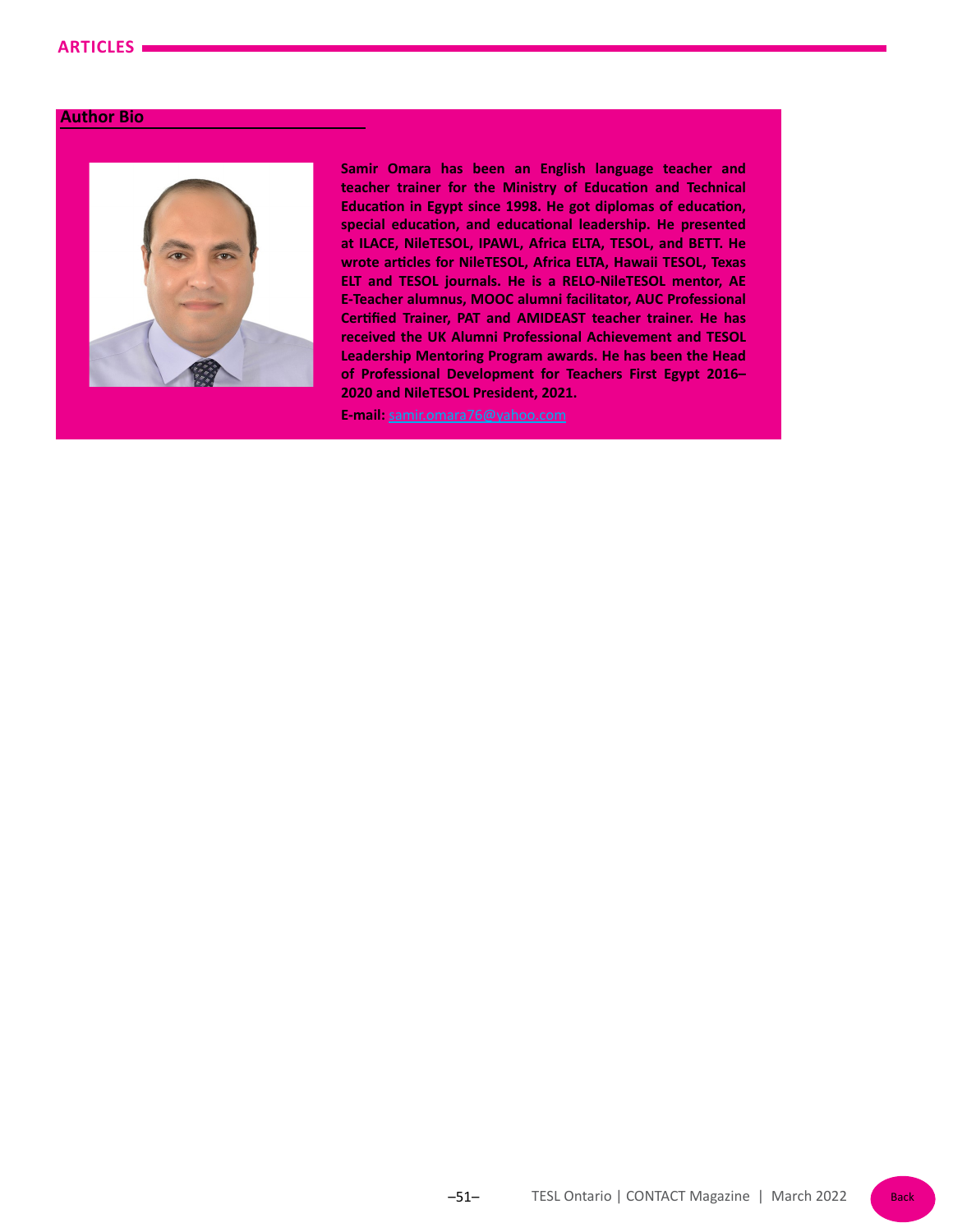## Author Bio

**Samir Omara has been an English language teacher and teacher trainer for the Ministry of Education and Technical Education in Egypt since 1998. He got diplomas of education, special education, and educational leadership. He presented at ILACE, NileTESOL, IPAWL, Africa ELTA, TESOL, and BETT. He wrote articles for NileTESOL, Africa ELTA, Hawaii TESOL, Texas ELT and TESOL journals. He is a RELO-NileTESOL mentor, AE E-Teacher alumnus, MOOC alumni facilitator, AUC Professional Certified Trainer, PAT and AMIDEAST teacher trainer. He has received the UK Alumni Professional Achievement and TESOL Leadership Mentoring Program awards. He has been the Head of Professional Development for Teachers First Egypt 2016–2020 and NileTESOL President, 2021.**

**E-mail:** samir.omara76@yahoo.com